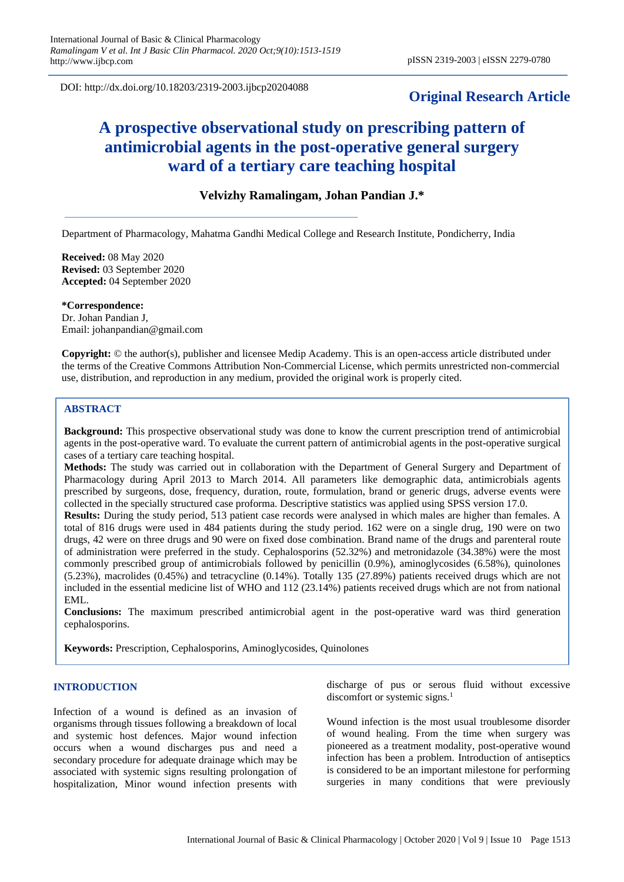DOI: http://dx.doi.org/10.18203/2319-2003.ijbcp20204088

**Original Research Article**

# A prospective observational study on prescribing pattern of antimicrobial agents in the post-operative general surgery ward of a tertiary care teaching hospital

**Velvizhy Ramalingam, Johan Pandian J.***

Department of Pharmacology, Mahatma Gandhi Medical College and Research Institute, Pondicherry, India

**Received:** 08 May 2020
**Revised:** 03 September 2020
**Accepted:** 04 September 2020

***Correspondence:**
Dr. Johan Pandian J,
Email: johanpandian@gmail.com

**Copyright:** © the author(s), publisher and licensee Medip Academy. This is an open-access article distributed under the terms of the Creative Commons Attribution Non-Commercial License, which permits unrestricted non-commercial use, distribution, and reproduction in any medium, provided the original work is properly cited.

## ABSTRACT

**Background:** This prospective observational study was done to know the current prescription trend of antimicrobial agents in the post-operative ward. To evaluate the current pattern of antimicrobial agents in the post-operative surgical cases of a tertiary care teaching hospital.

**Methods:** The study was carried out in collaboration with the Department of General Surgery and Department of Pharmacology during April 2013 to March 2014. All parameters like demographic data, antimicrobials agents prescribed by surgeons, dose, frequency, duration, route, formulation, brand or generic drugs, adverse events were collected in the specially structured case proforma. Descriptive statistics was applied using SPSS version 17.0.

**Results:** During the study period, 513 patient case records were analysed in which males are higher than females. A total of 816 drugs were used in 484 patients during the study period. 162 were on a single drug, 190 were on two drugs, 42 were on three drugs and 90 were on fixed dose combination. Brand name of the drugs and parenteral route of administration were preferred in the study. Cephalosporins (52.32%) and metronidazole (34.38%) were the most commonly prescribed group of antimicrobials followed by penicillin (0.9%), aminoglycosides (6.58%), quinolones (5.23%), macrolides (0.45%) and tetracycline (0.14%). Totally 135 (27.89%) patients received drugs which are not included in the essential medicine list of WHO and 112 (23.14%) patients received drugs which are not from national EML.

**Conclusions:** The maximum prescribed antimicrobial agent in the post-operative ward was third generation cephalosporins.

**Keywords:** Prescription, Cephalosporins, Aminoglycosides, Quinolones

## INTRODUCTION

Infection of a wound is defined as an invasion of organisms through tissues following a breakdown of local and systemic host defences. Major wound infection occurs when a wound discharges pus and need a secondary procedure for adequate drainage which may be associated with systemic signs resulting prolongation of hospitalization, Minor wound infection presents with discharge of pus or serous fluid without excessive discomfort or systemic signs.[1]

Wound infection is the most usual troublesome disorder of wound healing. From the time when surgery was pioneered as a treatment modality, post-operative wound infection has been a problem. Introduction of antiseptics is considered to be an important milestone for performing surgeries in many conditions that were previously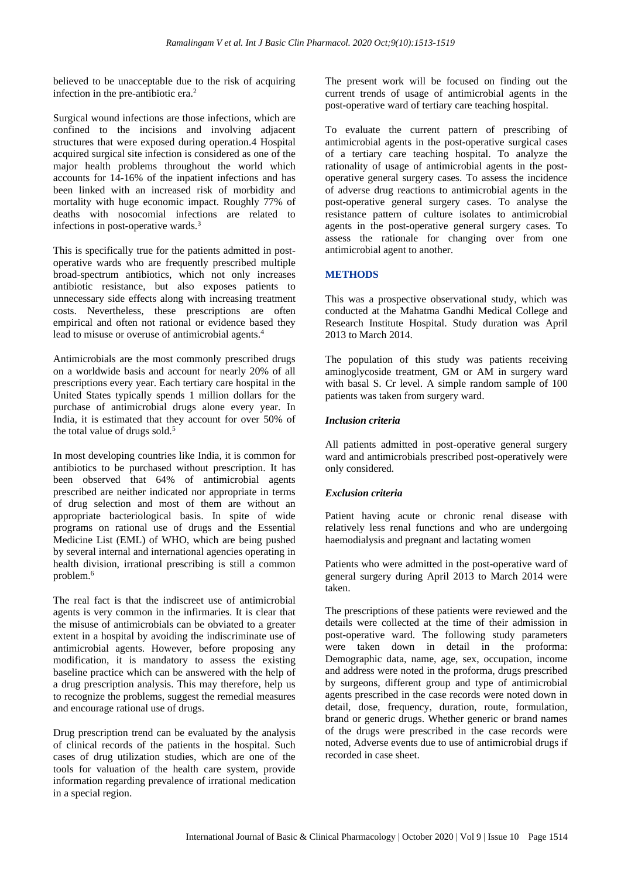believed to be unacceptable due to the risk of acquiring infection in the pre-antibiotic era.[2]

Surgical wound infections are those infections, which are confined to the incisions and involving adjacent structures that were exposed during operation.4 Hospital acquired surgical site infection is considered as one of the major health problems throughout the world which accounts for 14-16% of the inpatient infections and has been linked with an increased risk of morbidity and mortality with huge economic impact. Roughly 77% of deaths with nosocomial infections are related to infections in post-operative wards.[3]

This is specifically true for the patients admitted in post-operative wards who are frequently prescribed multiple broad-spectrum antibiotics, which not only increases antibiotic resistance, but also exposes patients to unnecessary side effects along with increasing treatment costs. Nevertheless, these prescriptions are often empirical and often not rational or evidence based they lead to misuse or overuse of antimicrobial agents.[4]

Antimicrobials are the most commonly prescribed drugs on a worldwide basis and account for nearly 20% of all prescriptions every year. Each tertiary care hospital in the United States typically spends 1 million dollars for the purchase of antimicrobial drugs alone every year. In India, it is estimated that they account for over 50% of the total value of drugs sold.[5]

In most developing countries like India, it is common for antibiotics to be purchased without prescription. It has been observed that 64% of antimicrobial agents prescribed are neither indicated nor appropriate in terms of drug selection and most of them are without an appropriate bacteriological basis. In spite of wide programs on rational use of drugs and the Essential Medicine List (EML) of WHO, which are being pushed by several internal and international agencies operating in health division, irrational prescribing is still a common problem.[6]

The real fact is that the indiscreet use of antimicrobial agents is very common in the infirmaries. It is clear that the misuse of antimicrobials can be obviated to a greater extent in a hospital by avoiding the indiscriminate use of antimicrobial agents. However, before proposing any modification, it is mandatory to assess the existing baseline practice which can be answered with the help of a drug prescription analysis. This may therefore, help us to recognize the problems, suggest the remedial measures and encourage rational use of drugs.

Drug prescription trend can be evaluated by the analysis of clinical records of the patients in the hospital. Such cases of drug utilization studies, which are one of the tools for valuation of the health care system, provide information regarding prevalence of irrational medication in a special region.

The present work will be focused on finding out the current trends of usage of antimicrobial agents in the post-operative ward of tertiary care teaching hospital.

To evaluate the current pattern of prescribing of antimicrobial agents in the post-operative surgical cases of a tertiary care teaching hospital. To analyze the rationality of usage of antimicrobial agents in the post-operative general surgery cases. To assess the incidence of adverse drug reactions to antimicrobial agents in the post-operative general surgery cases. To analyse the resistance pattern of culture isolates to antimicrobial agents in the post-operative general surgery cases. To assess the rationale for changing over from one antimicrobial agent to another.

## METHODS

This was a prospective observational study, which was conducted at the Mahatma Gandhi Medical College and Research Institute Hospital. Study duration was April 2013 to March 2014.

The population of this study was patients receiving aminoglycoside treatment, GM or AM in surgery ward with basal S. Cr level. A simple random sample of 100 patients was taken from surgery ward.

### *Inclusion criteria*

All patients admitted in post-operative general surgery ward and antimicrobials prescribed post-operatively were only considered.

### *Exclusion criteria*

Patient having acute or chronic renal disease with relatively less renal functions and who are undergoing haemodialysis and pregnant and lactating women

Patients who were admitted in the post-operative ward of general surgery during April 2013 to March 2014 were taken.

The prescriptions of these patients were reviewed and the details were collected at the time of their admission in post-operative ward. The following study parameters were taken down in detail in the proforma: Demographic data, name, age, sex, occupation, income and address were noted in the proforma, drugs prescribed by surgeons, different group and type of antimicrobial agents prescribed in the case records were noted down in detail, dose, frequency, duration, route, formulation, brand or generic drugs. Whether generic or brand names of the drugs were prescribed in the case records were noted, Adverse events due to use of antimicrobial drugs if recorded in case sheet.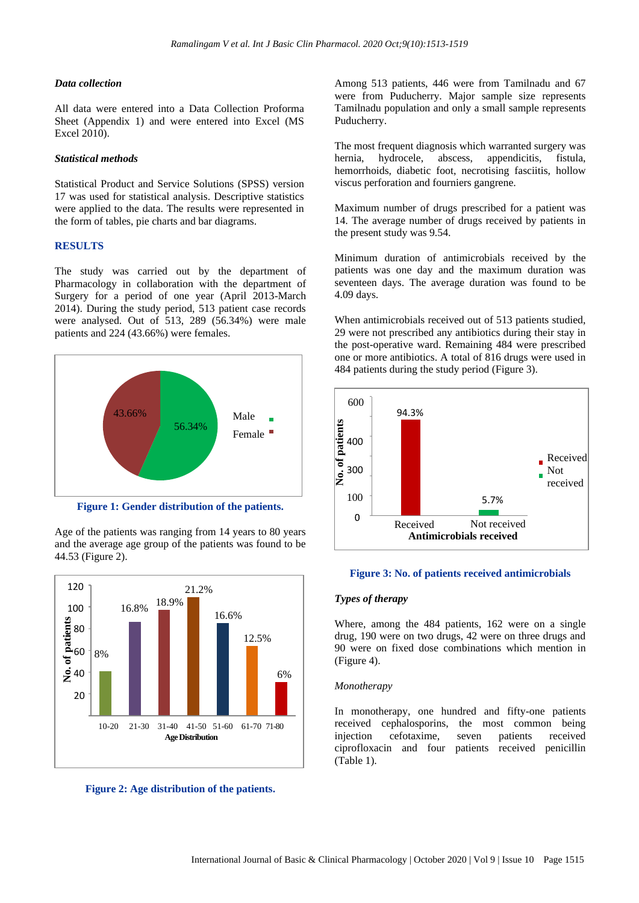#### *Data collection*

All data were entered into a Data Collection Proforma Sheet (Appendix 1) and were entered into Excel (MS Excel 2010).

#### *Statistical methods*

Statistical Product and Service Solutions (SPSS) version 17 was used for statistical analysis. Descriptive statistics were applied to the data. The results were represented in the form of tables, pie charts and bar diagrams.

## RESULTS

The study was carried out by the department of Pharmacology in collaboration with the department of Surgery for a period of one year (April 2013-March 2014). During the study period, 513 patient case records were analysed. Out of 513, 289 (56.34%) were male patients and 224 (43.66%) were females.

**Figure 1: Gender distribution of the patients.**

Age of the patients was ranging from 14 years to 80 years and the average age group of the patients was found to be 44.53 (Figure 2).

**Figure 2: Age distribution of the patients.**

Among 513 patients, 446 were from Tamilnadu and 67 were from Puducherry. Major sample size represents Tamilnadu population and only a small sample represents Puducherry.

The most frequent diagnosis which warranted surgery was hernia, hydrocele, abscess, appendicitis, fistula, hemorrhoids, diabetic foot, necrotising fasciitis, hollow viscus perforation and fourniers gangrene.

Maximum number of drugs prescribed for a patient was 14. The average number of drugs received by patients in the present study was 9.54.

Minimum duration of antimicrobials received by the patients was one day and the maximum duration was seventeen days. The average duration was found to be 4.09 days.

When antimicrobials received out of 513 patients studied, 29 were not prescribed any antibiotics during their stay in the post-operative ward. Remaining 484 were prescribed one or more antibiotics. A total of 816 drugs were used in 484 patients during the study period (Figure 3).

**Figure 3: No. of patients received antimicrobials**

#### *Types of therapy*

Where, among the 484 patients, 162 were on a single drug, 190 were on two drugs, 42 were on three drugs and 90 were on fixed dose combinations which mention in (Figure 4).

#### *Monotherapy*

In monotherapy, one hundred and fifty-one patients received cephalosporins, the most common being injection cefotaxime, seven patients received ciprofloxacin and four patients received penicillin (Table 1).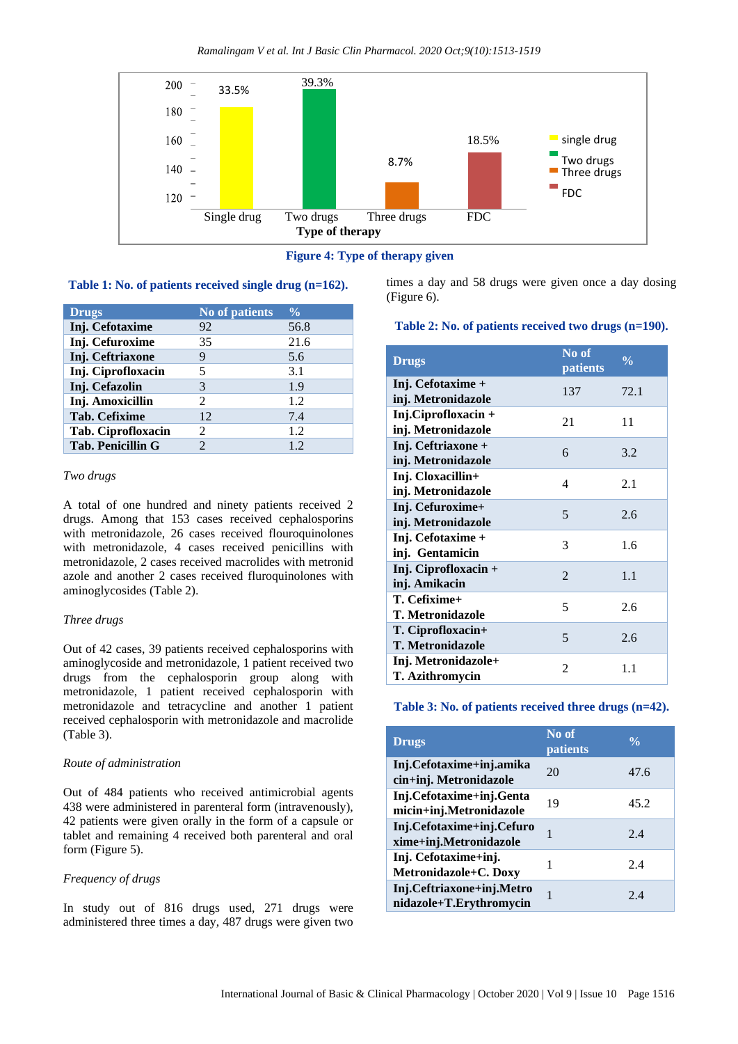Figure 4: Type of therapy given

**Table 1: No. of patients received single drug (n=162).**

| Drugs | No of patients | % |
|---|---|---|
| Inj. Cefotaxime | 92 | 56.8 |
| Inj. Cefuroxime | 35 | 21.6 |
| Inj. Ceftriaxone | 9 | 5.6 |
| Inj. Ciprofloxacin | 5 | 3.1 |
| Inj. Cefazolin | 3 | 1.9 |
| Inj. Amoxicillin | 2 | 1.2 |
| Tab. Cefixime | 12 | 7.4 |
| Tab. Ciprofloxacin | 2 | 1.2 |
| Tab. Penicillin G | 2 | 1.2 |

*Two drugs*

A total of one hundred and ninety patients received 2 drugs. Among that 153 cases received cephalosporins with metronidazole, 26 cases received flouroquinolones with metronidazole, 4 cases received penicillins with metronidazole, 2 cases received macrolides with metronid azole and another 2 cases received fluroquinolones with aminoglycosides (Table 2).

*Three drugs*

Out of 42 cases, 39 patients received cephalosporins with aminoglycoside and metronidazole, 1 patient received two drugs from the cephalosporin group along with metronidazole, 1 patient received cephalosporin with metronidazole and tetracycline and another 1 patient received cephalosporin with metronidazole and macrolide (Table 3).

*Route of administration*

Out of 484 patients who received antimicrobial agents 438 were administered in parenteral form (intravenously), 42 patients were given orally in the form of a capsule or tablet and remaining 4 received both parenteral and oral form (Figure 5).

*Frequency of drugs*

In study out of 816 drugs used, 271 drugs were administered three times a day, 487 drugs were given two times a day and 58 drugs were given once a day dosing (Figure 6).

**Table 2: No. of patients received two drugs (n=190).**

| Drugs | No of patients | % |
|---|---|---|
| Inj. Cefotaxime + inj. Metronidazole | 137 | 72.1 |
| Inj.Ciprofloxacin + inj. Metronidazole | 21 | 11 |
| Inj. Ceftriaxone + inj. Metronidazole | 6 | 3.2 |
| Inj. Cloxacillin+ inj. Metronidazole | 4 | 2.1 |
| Inj. Cefuroxime+ inj. Metronidazole | 5 | 2.6 |
| Inj. Cefotaxime + inj. Gentamicin | 3 | 1.6 |
| Inj. Ciprofloxacin + inj. Amikacin | 2 | 1.1 |
| T. Cefixime+ T. Metronidazole | 5 | 2.6 |
| T. Ciprofloxacin+ T. Metronidazole | 5 | 2.6 |
| Inj. Metronidazole+ T. Azithromycin | 2 | 1.1 |

**Table 3: No. of patients received three drugs (n=42).**

| Drugs | No of patients | % |
|---|---|---|
| Inj.Cefotaxime+inj.amikacin+inj. Metronidazole | 20 | 47.6 |
| Inj.Cefotaxime+inj.Gentamicin+inj.Metronidazole | 19 | 45.2 |
| Inj.Cefotaxime+inj.Cefuroxime+inj.Metronidazole | 1 | 2.4 |
| Inj. Cefotaxime+inj. Metronidazole+C. Doxy | 1 | 2.4 |
| Inj.Ceftriaxone+inj.Metronidazole+T.Erythromycin | 1 | 2.4 |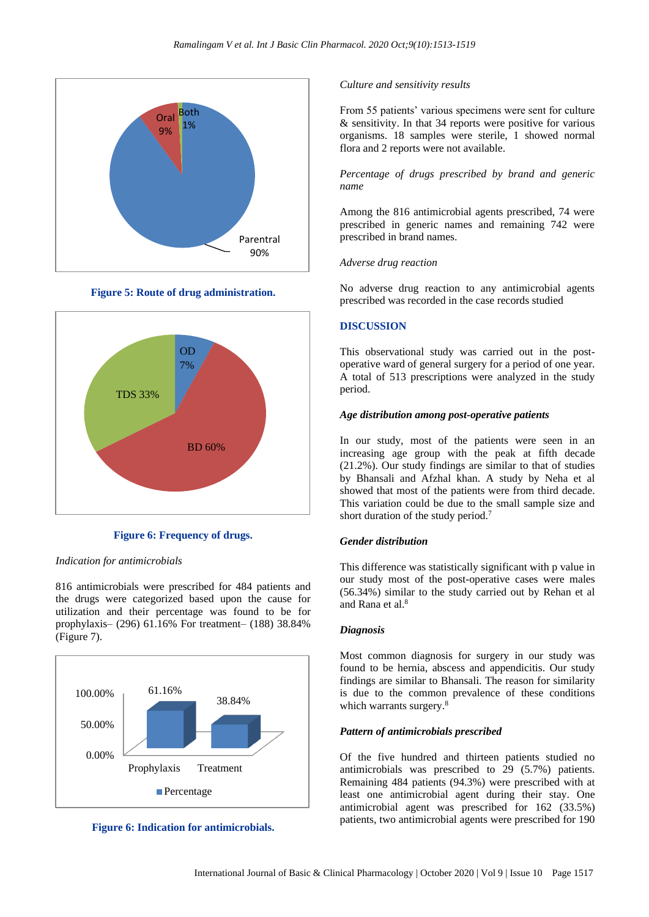Figure 5: Route of drug administration.

Figure 6: Frequency of drugs.

*Indication for antimicrobials*

816 antimicrobials were prescribed for 484 patients and the drugs were categorized based upon the cause for utilization and their percentage was found to be for prophylaxis– (296) 61.16% For treatment– (188) 38.84% (Figure 7).

Figure 6: Indication for antimicrobials.

*Culture and sensitivity results*

From 55 patients' various specimens were sent for culture & sensitivity. In that 34 reports were positive for various organisms. 18 samples were sterile, 1 showed normal flora and 2 reports were not available.

*Percentage of drugs prescribed by brand and generic name*

Among the 816 antimicrobial agents prescribed, 74 were prescribed in generic names and remaining 742 were prescribed in brand names.

*Adverse drug reaction*

No adverse drug reaction to any antimicrobial agents prescribed was recorded in the case records studied

## DISCUSSION

This observational study was carried out in the post-operative ward of general surgery for a period of one year. A total of 513 prescriptions were analyzed in the study period.

***Age distribution among post-operative patients***

In our study, most of the patients were seen in an increasing age group with the peak at fifth decade (21.2%). Our study findings are similar to that of studies by Bhansali and Afzhal khan. A study by Neha et al showed that most of the patients were from third decade. This variation could be due to the small sample size and short duration of the study period.[7]

***Gender distribution***

This difference was statistically significant with p value in our study most of the post-operative cases were males (56.34%) similar to the study carried out by Rehan et al and Rana et al.[8]

***Diagnosis***

Most common diagnosis for surgery in our study was found to be hernia, abscess and appendicitis. Our study findings are similar to Bhansali. The reason for similarity is due to the common prevalence of these conditions which warrants surgery.[8]

***Pattern of antimicrobials prescribed***

Of the five hundred and thirteen patients studied no antimicrobials was prescribed to 29 (5.7%) patients. Remaining 484 patients (94.3%) were prescribed with at least one antimicrobial agent during their stay. One antimicrobial agent was prescribed for 162 (33.5%) patients, two antimicrobial agents were prescribed for 190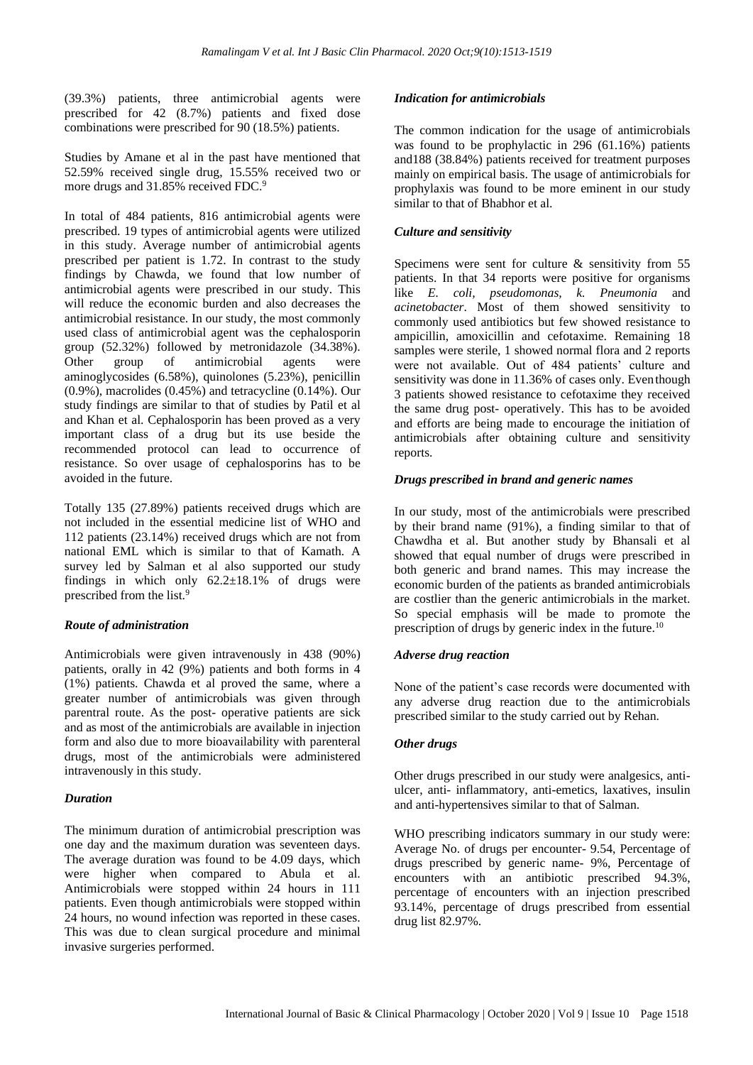(39.3%) patients, three antimicrobial agents were prescribed for 42 (8.7%) patients and fixed dose combinations were prescribed for 90 (18.5%) patients.

Studies by Amane et al in the past have mentioned that 52.59% received single drug, 15.55% received two or more drugs and 31.85% received FDC.[9]

In total of 484 patients, 816 antimicrobial agents were prescribed. 19 types of antimicrobial agents were utilized in this study. Average number of antimicrobial agents prescribed per patient is 1.72. In contrast to the study findings by Chawda, we found that low number of antimicrobial agents were prescribed in our study. This will reduce the economic burden and also decreases the antimicrobial resistance. In our study, the most commonly used class of antimicrobial agent was the cephalosporin group (52.32%) followed by metronidazole (34.38%). Other group of antimicrobial agents were aminoglycosides (6.58%), quinolones (5.23%), penicillin (0.9%), macrolides (0.45%) and tetracycline (0.14%). Our study findings are similar to that of studies by Patil et al and Khan et al. Cephalosporin has been proved as a very important class of a drug but its use beside the recommended protocol can lead to occurrence of resistance. So over usage of cephalosporins has to be avoided in the future.

Totally 135 (27.89%) patients received drugs which are not included in the essential medicine list of WHO and 112 patients (23.14%) received drugs which are not from national EML which is similar to that of Kamath. A survey led by Salman et al also supported our study findings in which only 62.2±18.1% of drugs were prescribed from the list.[9]

### *Route of administration*

Antimicrobials were given intravenously in 438 (90%) patients, orally in 42 (9%) patients and both forms in 4 (1%) patients. Chawda et al proved the same, where a greater number of antimicrobials was given through parentral route. As the post- operative patients are sick and as most of the antimicrobials are available in injection form and also due to more bioavailability with parenteral drugs, most of the antimicrobials were administered intravenously in this study.

### *Duration*

The minimum duration of antimicrobial prescription was one day and the maximum duration was seventeen days. The average duration was found to be 4.09 days, which were higher when compared to Abula et al. Antimicrobials were stopped within 24 hours in 111 patients. Even though antimicrobials were stopped within 24 hours, no wound infection was reported in these cases. This was due to clean surgical procedure and minimal invasive surgeries performed.

### *Indication for antimicrobials*

The common indication for the usage of antimicrobials was found to be prophylactic in 296 (61.16%) patients and188 (38.84%) patients received for treatment purposes mainly on empirical basis. The usage of antimicrobials for prophylaxis was found to be more eminent in our study similar to that of Bhabhor et al.

### *Culture and sensitivity*

Specimens were sent for culture & sensitivity from 55 patients. In that 34 reports were positive for organisms like *E. coli*, *pseudomonas*, *k. Pneumonia* and *acinetobacter*. Most of them showed sensitivity to commonly used antibiotics but few showed resistance to ampicillin, amoxicillin and cefotaxime. Remaining 18 samples were sterile, 1 showed normal flora and 2 reports were not available. Out of 484 patients' culture and sensitivity was done in 11.36% of cases only. Eventhough 3 patients showed resistance to cefotaxime they received the same drug post- operatively. This has to be avoided and efforts are being made to encourage the initiation of antimicrobials after obtaining culture and sensitivity reports.

### *Drugs prescribed in brand and generic names*

In our study, most of the antimicrobials were prescribed by their brand name (91%), a finding similar to that of Chawdha et al. But another study by Bhansali et al showed that equal number of drugs were prescribed in both generic and brand names. This may increase the economic burden of the patients as branded antimicrobials are costlier than the generic antimicrobials in the market. So special emphasis will be made to promote the prescription of drugs by generic index in the future.[10]

### *Adverse drug reaction*

None of the patient's case records were documented with any adverse drug reaction due to the antimicrobials prescribed similar to the study carried out by Rehan.

### *Other drugs*

Other drugs prescribed in our study were analgesics, anti-ulcer, anti- inflammatory, anti-emetics, laxatives, insulin and anti-hypertensives similar to that of Salman.

WHO prescribing indicators summary in our study were: Average No. of drugs per encounter- 9.54, Percentage of drugs prescribed by generic name- 9%, Percentage of encounters with an antibiotic prescribed 94.3%, percentage of encounters with an injection prescribed 93.14%, percentage of drugs prescribed from essential drug list 82.97%.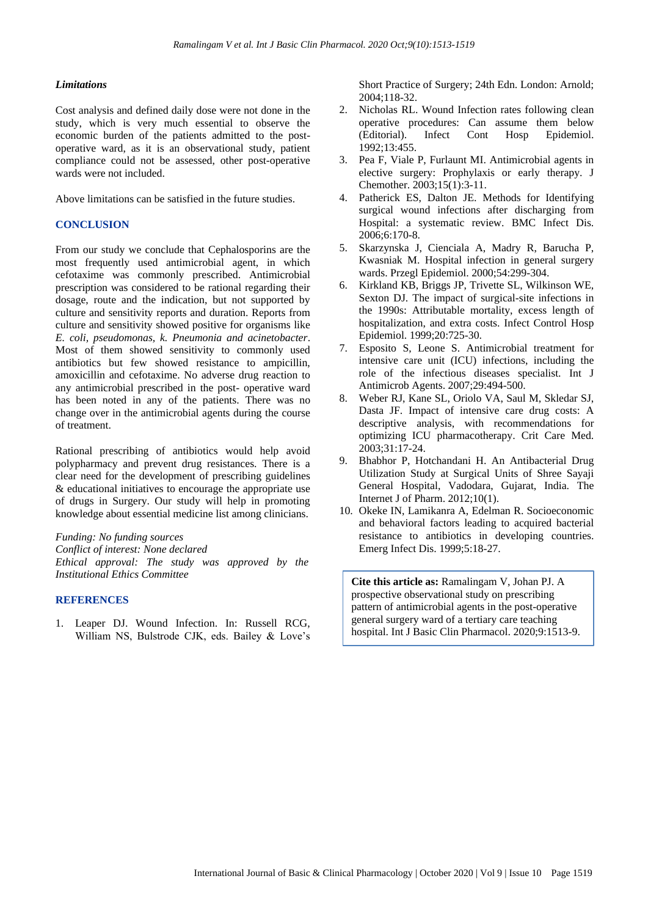### *Limitations*

Cost analysis and defined daily dose were not done in the study, which is very much essential to observe the economic burden of the patients admitted to the post-operative ward, as it is an observational study, patient compliance could not be assessed, other post-operative wards were not included.

Above limitations can be satisfied in the future studies.

## CONCLUSION

From our study we conclude that Cephalosporins are the most frequently used antimicrobial agent, in which cefotaxime was commonly prescribed. Antimicrobial prescription was considered to be rational regarding their dosage, route and the indication, but not supported by culture and sensitivity reports and duration. Reports from culture and sensitivity showed positive for organisms like *E. coli, pseudomonas, k. Pneumonia and acinetobacter*. Most of them showed sensitivity to commonly used antibiotics but few showed resistance to ampicillin, amoxicillin and cefotaxime. No adverse drug reaction to any antimicrobial prescribed in the post- operative ward has been noted in any of the patients. There was no change over in the antimicrobial agents during the course of treatment.

Rational prescribing of antibiotics would help avoid polypharmacy and prevent drug resistances. There is a clear need for the development of prescribing guidelines & educational initiatives to encourage the appropriate use of drugs in Surgery. Our study will help in promoting knowledge about essential medicine list among clinicians.

*Funding: No funding sources*
*Conflict of interest: None declared*
*Ethical approval: The study was approved by the Institutional Ethics Committee*

## REFERENCES

1. Leaper DJ. Wound Infection. In: Russell RCG, William NS, Bulstrode CJK, eds. Bailey & Love's Short Practice of Surgery; 24th Edn. London: Arnold; 2004;118-32.
2. Nicholas RL. Wound Infection rates following clean operative procedures: Can assume them below (Editorial). Infect Cont Hosp Epidemiol. 1992;13:455.
3. Pea F, Viale P, Furlaunt MI. Antimicrobial agents in elective surgery: Prophylaxis or early therapy. J Chemother. 2003;15(1):3-11.
4. Patherick ES, Dalton JE. Methods for Identifying surgical wound infections after discharging from Hospital: a systematic review. BMC Infect Dis. 2006;6:170-8.
5. Skarzynska J, Cienciala A, Madry R, Barucha P, Kwasniak M. Hospital infection in general surgery wards. Przegl Epidemiol. 2000;54:299-304.
6. Kirkland KB, Briggs JP, Trivette SL, Wilkinson WE, Sexton DJ. The impact of surgical-site infections in the 1990s: Attributable mortality, excess length of hospitalization, and extra costs. Infect Control Hosp Epidemiol. 1999;20:725-30.
7. Esposito S, Leone S. Antimicrobial treatment for intensive care unit (ICU) infections, including the role of the infectious diseases specialist. Int J Antimicrob Agents. 2007;29:494-500.
8. Weber RJ, Kane SL, Oriolo VA, Saul M, Skledar SJ, Dasta JF. Impact of intensive care drug costs: A descriptive analysis, with recommendations for optimizing ICU pharmacotherapy. Crit Care Med. 2003;31:17-24.
9. Bhabhor P, Hotchandani H. An Antibacterial Drug Utilization Study at Surgical Units of Shree Sayaji General Hospital, Vadodara, Gujarat, India. The Internet J of Pharm. 2012;10(1).
10. Okeke IN, Lamikanra A, Edelman R. Socioeconomic and behavioral factors leading to acquired bacterial resistance to antibiotics in developing countries. Emerg Infect Dis. 1999;5:18-27.

**Cite this article as:** Ramalingam V, Johan PJ. A prospective observational study on prescribing pattern of antimicrobial agents in the post-operative general surgery ward of a tertiary care teaching hospital. Int J Basic Clin Pharmacol. 2020;9:1513-9.